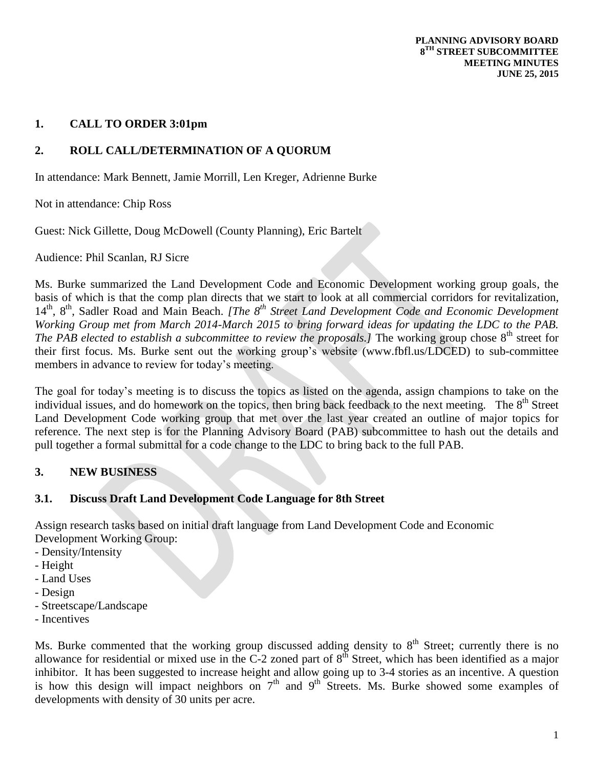**PLANNING ADVISORY BOARD**
**8TH STREET SUBCOMMITTEE**
**MEETING MINUTES**
**JUNE 25, 2015**

## 1. CALL TO ORDER 3:01pm

## 2. ROLL CALL/DETERMINATION OF A QUORUM

In attendance: Mark Bennett, Jamie Morrill, Len Kreger, Adrienne Burke

Not in attendance: Chip Ross

Guest: Nick Gillette, Doug McDowell (County Planning), Eric Bartelt

Audience: Phil Scanlan, RJ Sicre

Ms. Burke summarized the Land Development Code and Economic Development working group goals, the basis of which is that the comp plan directs that we start to look at all commercial corridors for revitalization, 14th, 8th, Sadler Road and Main Beach. *[The 8th Street Land Development Code and Economic Development Working Group met from March 2014-March 2015 to bring forward ideas for updating the LDC to the PAB. The PAB elected to establish a subcommittee to review the proposals.]* The working group chose 8th street for their first focus. Ms. Burke sent out the working group's website (www.fbfl.us/LDCED) to sub-committee members in advance to review for today's meeting.

The goal for today's meeting is to discuss the topics as listed on the agenda, assign champions to take on the individual issues, and do homework on the topics, then bring back feedback to the next meeting. The 8th Street Land Development Code working group that met over the last year created an outline of major topics for reference. The next step is for the Planning Advisory Board (PAB) subcommittee to hash out the details and pull together a formal submittal for a code change to the LDC to bring back to the full PAB.

## 3. NEW BUSINESS

### 3.1. Discuss Draft Land Development Code Language for 8th Street

Assign research tasks based on initial draft language from Land Development Code and Economic Development Working Group:

- Density/Intensity
- Height
- Land Uses
- Design
- Streetscape/Landscape
- Incentives

Ms. Burke commented that the working group discussed adding density to 8th Street; currently there is no allowance for residential or mixed use in the C-2 zoned part of 8th Street, which has been identified as a major inhibitor. It has been suggested to increase height and allow going up to 3-4 stories as an incentive. A question is how this design will impact neighbors on 7th and 9th Streets. Ms. Burke showed some examples of developments with density of 30 units per acre.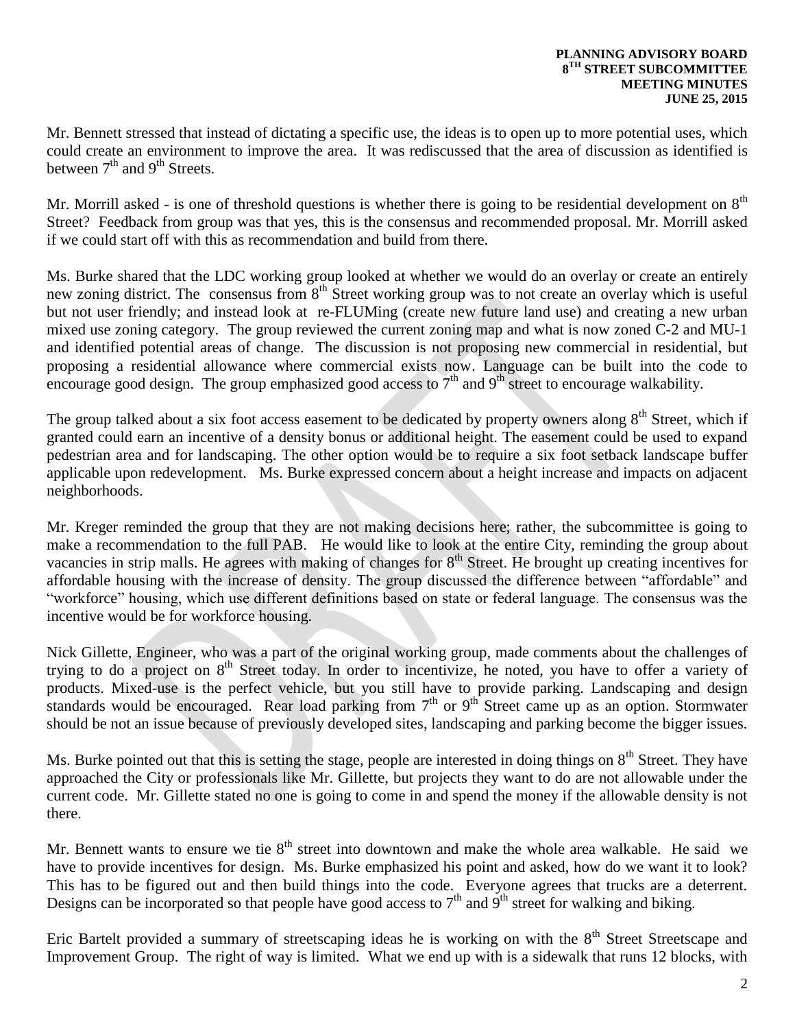Mr. Bennett stressed that instead of dictating a specific use, the ideas is to open up to more potential uses, which could create an environment to improve the area. It was rediscussed that the area of discussion as identified is between 7th and 9th Streets.

Mr. Morrill asked - is one of threshold questions is whether there is going to be residential development on 8th Street? Feedback from group was that yes, this is the consensus and recommended proposal. Mr. Morrill asked if we could start off with this as recommendation and build from there.

Ms. Burke shared that the LDC working group looked at whether we would do an overlay or create an entirely new zoning district. The consensus from 8th Street working group was to not create an overlay which is useful but not user friendly; and instead look at re-FLUMing (create new future land use) and creating a new urban mixed use zoning category. The group reviewed the current zoning map and what is now zoned C-2 and MU-1 and identified potential areas of change. The discussion is not proposing new commercial in residential, but proposing a residential allowance where commercial exists now. Language can be built into the code to encourage good design. The group emphasized good access to 7th and 9th street to encourage walkability.

The group talked about a six foot access easement to be dedicated by property owners along 8th Street, which if granted could earn an incentive of a density bonus or additional height. The easement could be used to expand pedestrian area and for landscaping. The other option would be to require a six foot setback landscape buffer applicable upon redevelopment. Ms. Burke expressed concern about a height increase and impacts on adjacent neighborhoods.

Mr. Kreger reminded the group that they are not making decisions here; rather, the subcommittee is going to make a recommendation to the full PAB. He would like to look at the entire City, reminding the group about vacancies in strip malls. He agrees with making of changes for 8th Street. He brought up creating incentives for affordable housing with the increase of density. The group discussed the difference between "affordable" and "workforce" housing, which use different definitions based on state or federal language. The consensus was the incentive would be for workforce housing.

Nick Gillette, Engineer, who was a part of the original working group, made comments about the challenges of trying to do a project on 8th Street today. In order to incentivize, he noted, you have to offer a variety of products. Mixed-use is the perfect vehicle, but you still have to provide parking. Landscaping and design standards would be encouraged. Rear load parking from 7th or 9th Street came up as an option. Stormwater should be not an issue because of previously developed sites, landscaping and parking become the bigger issues.

Ms. Burke pointed out that this is setting the stage, people are interested in doing things on 8th Street. They have approached the City or professionals like Mr. Gillette, but projects they want to do are not allowable under the current code. Mr. Gillette stated no one is going to come in and spend the money if the allowable density is not there.

Mr. Bennett wants to ensure we tie 8th street into downtown and make the whole area walkable. He said we have to provide incentives for design. Ms. Burke emphasized his point and asked, how do we want it to look? This has to be figured out and then build things into the code. Everyone agrees that trucks are a deterrent. Designs can be incorporated so that people have good access to 7th and 9th street for walking and biking.

Eric Bartelt provided a summary of streetscaping ideas he is working on with the 8th Street Streetscape and Improvement Group. The right of way is limited. What we end up with is a sidewalk that runs 12 blocks, with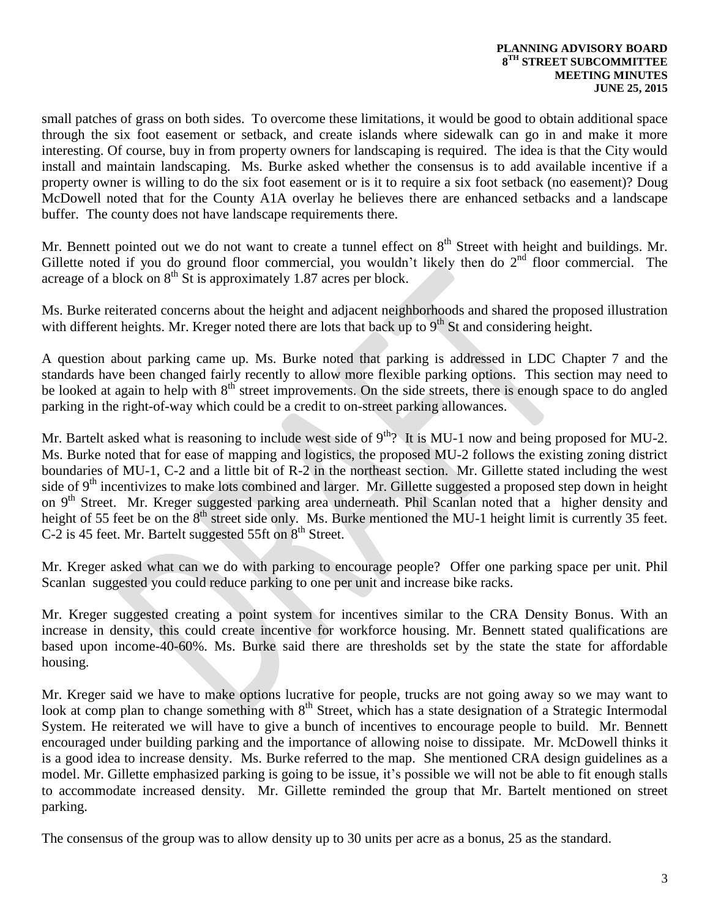small patches of grass on both sides. To overcome these limitations, it would be good to obtain additional space through the six foot easement or setback, and create islands where sidewalk can go in and make it more interesting. Of course, buy in from property owners for landscaping is required. The idea is that the City would install and maintain landscaping. Ms. Burke asked whether the consensus is to add available incentive if a property owner is willing to do the six foot easement or is it to require a six foot setback (no easement)? Doug McDowell noted that for the County A1A overlay he believes there are enhanced setbacks and a landscape buffer. The county does not have landscape requirements there.

Mr. Bennett pointed out we do not want to create a tunnel effect on 8th Street with height and buildings. Mr. Gillette noted if you do ground floor commercial, you wouldn't likely then do 2nd floor commercial. The acreage of a block on 8th St is approximately 1.87 acres per block.

Ms. Burke reiterated concerns about the height and adjacent neighborhoods and shared the proposed illustration with different heights. Mr. Kreger noted there are lots that back up to 9th St and considering height.

A question about parking came up. Ms. Burke noted that parking is addressed in LDC Chapter 7 and the standards have been changed fairly recently to allow more flexible parking options. This section may need to be looked at again to help with 8th street improvements. On the side streets, there is enough space to do angled parking in the right-of-way which could be a credit to on-street parking allowances.

Mr. Bartelt asked what is reasoning to include west side of 9th? It is MU-1 now and being proposed for MU-2. Ms. Burke noted that for ease of mapping and logistics, the proposed MU-2 follows the existing zoning district boundaries of MU-1, C-2 and a little bit of R-2 in the northeast section. Mr. Gillette stated including the west side of 9th incentivizes to make lots combined and larger. Mr. Gillette suggested a proposed step down in height on 9th Street. Mr. Kreger suggested parking area underneath. Phil Scanlan noted that a higher density and height of 55 feet be on the 8th street side only. Ms. Burke mentioned the MU-1 height limit is currently 35 feet. C-2 is 45 feet. Mr. Bartelt suggested 55ft on 8th Street.

Mr. Kreger asked what can we do with parking to encourage people? Offer one parking space per unit. Phil Scanlan suggested you could reduce parking to one per unit and increase bike racks.

Mr. Kreger suggested creating a point system for incentives similar to the CRA Density Bonus. With an increase in density, this could create incentive for workforce housing. Mr. Bennett stated qualifications are based upon income-40-60%. Ms. Burke said there are thresholds set by the state the state for affordable housing.

Mr. Kreger said we have to make options lucrative for people, trucks are not going away so we may want to look at comp plan to change something with 8th Street, which has a state designation of a Strategic Intermodal System. He reiterated we will have to give a bunch of incentives to encourage people to build. Mr. Bennett encouraged under building parking and the importance of allowing noise to dissipate. Mr. McDowell thinks it is a good idea to increase density. Ms. Burke referred to the map. She mentioned CRA design guidelines as a model. Mr. Gillette emphasized parking is going to be issue, it's possible we will not be able to fit enough stalls to accommodate increased density. Mr. Gillette reminded the group that Mr. Bartelt mentioned on street parking.

The consensus of the group was to allow density up to 30 units per acre as a bonus, 25 as the standard.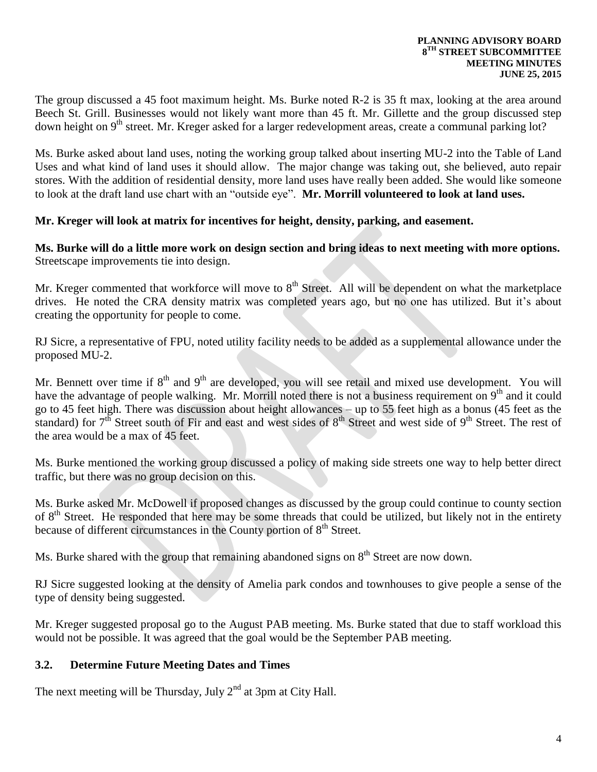The group discussed a 45 foot maximum height. Ms. Burke noted R-2 is 35 ft max, looking at the area around Beech St. Grill. Businesses would not likely want more than 45 ft. Mr. Gillette and the group discussed step down height on 9th street. Mr. Kreger asked for a larger redevelopment areas, create a communal parking lot?

Ms. Burke asked about land uses, noting the working group talked about inserting MU-2 into the Table of Land Uses and what kind of land uses it should allow. The major change was taking out, she believed, auto repair stores. With the addition of residential density, more land uses have really been added. She would like someone to look at the draft land use chart with an "outside eye". **Mr. Morrill volunteered to look at land uses.**

**Mr. Kreger will look at matrix for incentives for height, density, parking, and easement.**

**Ms. Burke will do a little more work on design section and bring ideas to next meeting with more options.** Streetscape improvements tie into design.

Mr. Kreger commented that workforce will move to 8th Street. All will be dependent on what the marketplace drives. He noted the CRA density matrix was completed years ago, but no one has utilized. But it's about creating the opportunity for people to come.

RJ Sicre, a representative of FPU, noted utility facility needs to be added as a supplemental allowance under the proposed MU-2.

Mr. Bennett over time if 8th and 9th are developed, you will see retail and mixed use development. You will have the advantage of people walking. Mr. Morrill noted there is not a business requirement on 9th and it could go to 45 feet high. There was discussion about height allowances – up to 55 feet high as a bonus (45 feet as the standard) for 7th Street south of Fir and east and west sides of 8th Street and west side of 9th Street. The rest of the area would be a max of 45 feet.

Ms. Burke mentioned the working group discussed a policy of making side streets one way to help better direct traffic, but there was no group decision on this.

Ms. Burke asked Mr. McDowell if proposed changes as discussed by the group could continue to county section of 8th Street. He responded that here may be some threads that could be utilized, but likely not in the entirety because of different circumstances in the County portion of 8th Street.

Ms. Burke shared with the group that remaining abandoned signs on 8th Street are now down.

RJ Sicre suggested looking at the density of Amelia park condos and townhouses to give people a sense of the type of density being suggested.

Mr. Kreger suggested proposal go to the August PAB meeting. Ms. Burke stated that due to staff workload this would not be possible. It was agreed that the goal would be the September PAB meeting.

## 3.2. Determine Future Meeting Dates and Times

The next meeting will be Thursday, July 2nd at 3pm at City Hall.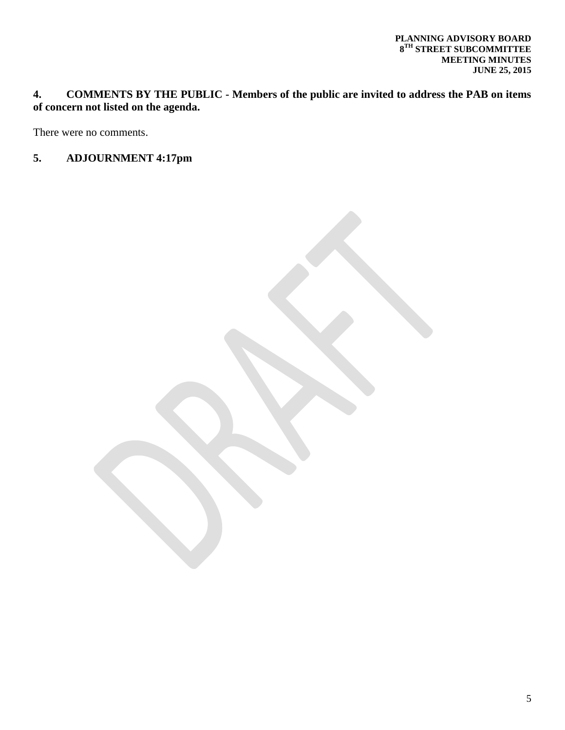**4. COMMENTS BY THE PUBLIC - Members of the public are invited to address the PAB on items of concern not listed on the agenda.**

There were no comments.

**5. ADJOURNMENT 4:17pm**